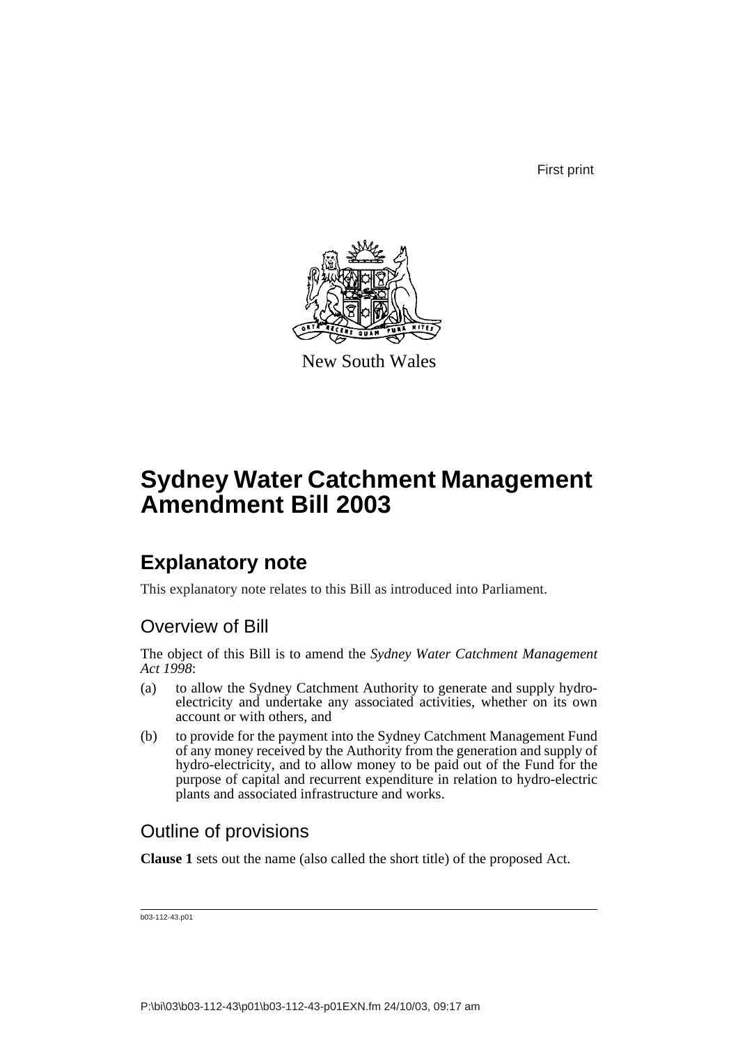First print

New South Wales

# Sydney Water Catchment Management Amendment Bill 2003

## Explanatory note

This explanatory note relates to this Bill as introduced into Parliament.

### Overview of Bill

The object of this Bill is to amend the *Sydney Water Catchment Management Act 1998*:

(a) to allow the Sydney Catchment Authority to generate and supply hydro-electricity and undertake any associated activities, whether on its own account or with others, and

(b) to provide for the payment into the Sydney Catchment Management Fund of any money received by the Authority from the generation and supply of hydro-electricity, and to allow money to be paid out of the Fund for the purpose of capital and recurrent expenditure in relation to hydro-electric plants and associated infrastructure and works.

### Outline of provisions

**Clause 1** sets out the name (also called the short title) of the proposed Act.

b03-112-43.p01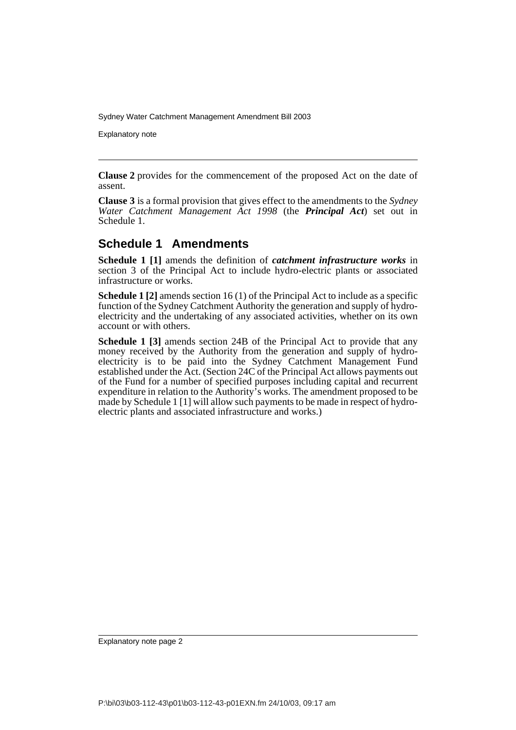**Clause 2** provides for the commencement of the proposed Act on the date of assent.

**Clause 3** is a formal provision that gives effect to the amendments to the *Sydney Water Catchment Management Act 1998* (the ***Principal Act***) set out in Schedule 1.

## Schedule 1 Amendments

**Schedule 1 [1]** amends the definition of ***catchment infrastructure works*** in section 3 of the Principal Act to include hydro-electric plants or associated infrastructure or works.

**Schedule 1 [2]** amends section 16 (1) of the Principal Act to include as a specific function of the Sydney Catchment Authority the generation and supply of hydro-electricity and the undertaking of any associated activities, whether on its own account or with others.

**Schedule 1 [3]** amends section 24B of the Principal Act to provide that any money received by the Authority from the generation and supply of hydro-electricity is to be paid into the Sydney Catchment Management Fund established under the Act. (Section 24C of the Principal Act allows payments out of the Fund for a number of specified purposes including capital and recurrent expenditure in relation to the Authority's works. The amendment proposed to be made by Schedule 1 [1] will allow such payments to be made in respect of hydro-electric plants and associated infrastructure and works.)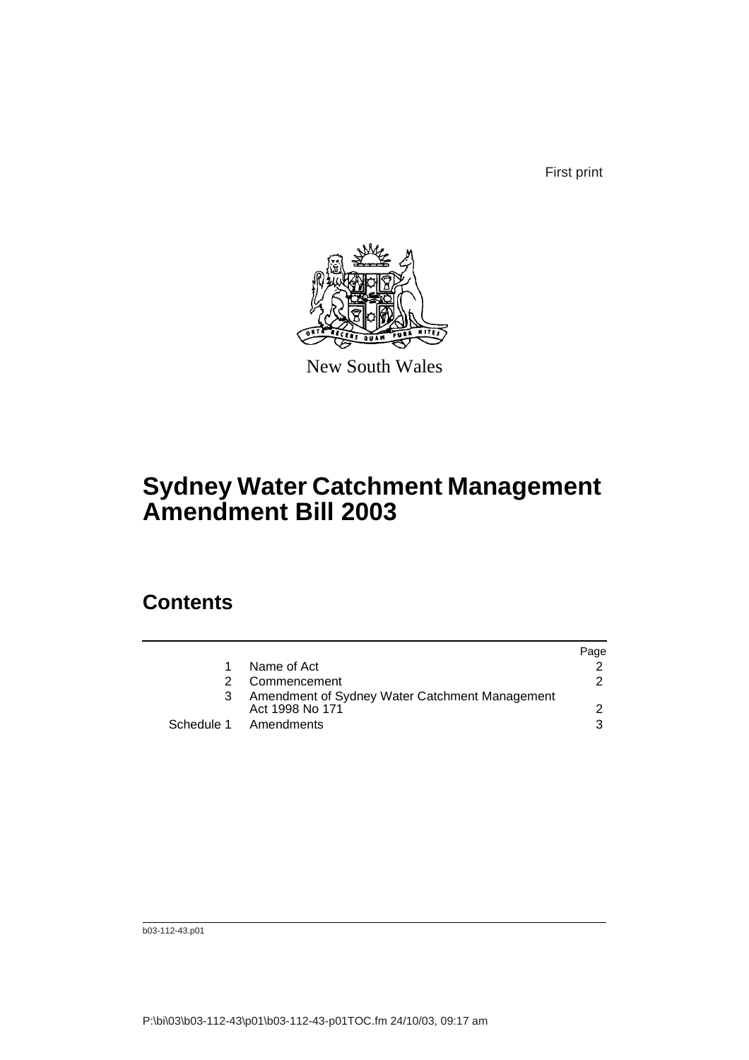First print

New South Wales

# Sydney Water Catchment Management Amendment Bill 2003

## Contents

| | | Page |
|---|---|---|
| 1 | Name of Act | 2 |
| 2 | Commencement | 2 |
| 3 | Amendment of Sydney Water Catchment Management Act 1998 No 171 | 2 |
| Schedule 1 | Amendments | 3 |

b03-112-43.p01

P:\bi\03\b03-112-43\p01\b03-112-43-p01TOC.fm 24/10/03, 09:17 am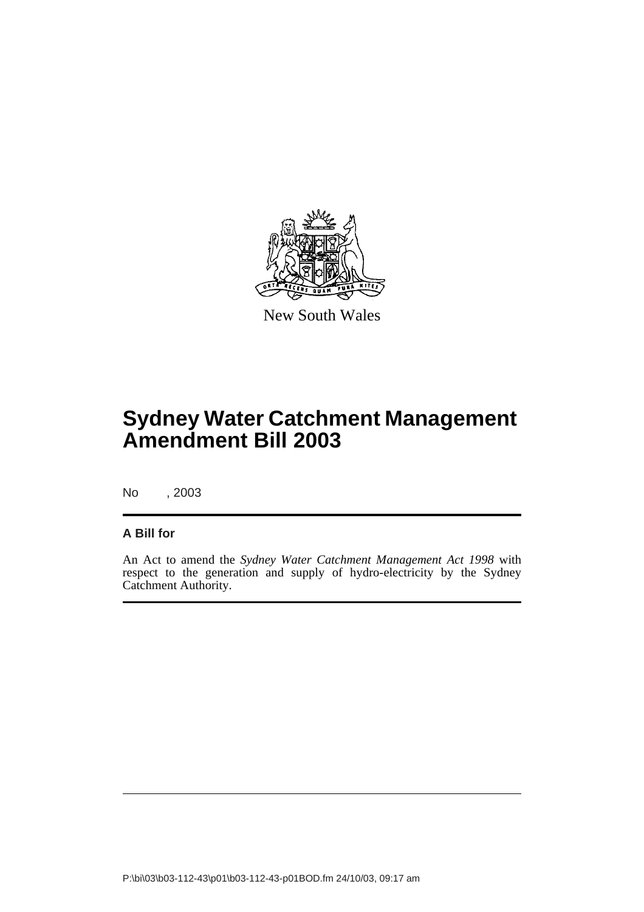New South Wales

# Sydney Water Catchment Management Amendment Bill 2003

No , 2003

## A Bill for

An Act to amend the *Sydney Water Catchment Management Act 1998* with respect to the generation and supply of hydro-electricity by the Sydney Catchment Authority.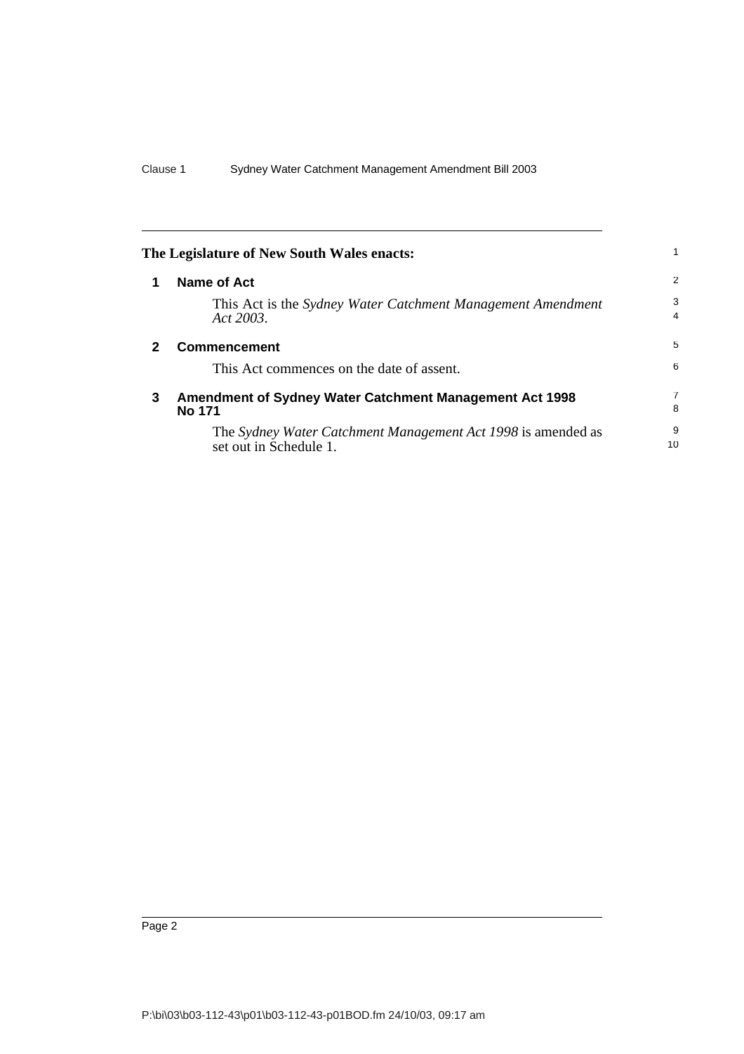**The Legislature of New South Wales enacts:**

## 1 Name of Act

This Act is the *Sydney Water Catchment Management Amendment Act 2003*.

## 2 Commencement

This Act commences on the date of assent.

## 3 Amendment of Sydney Water Catchment Management Act 1998 No 171

The *Sydney Water Catchment Management Act 1998* is amended as set out in Schedule 1.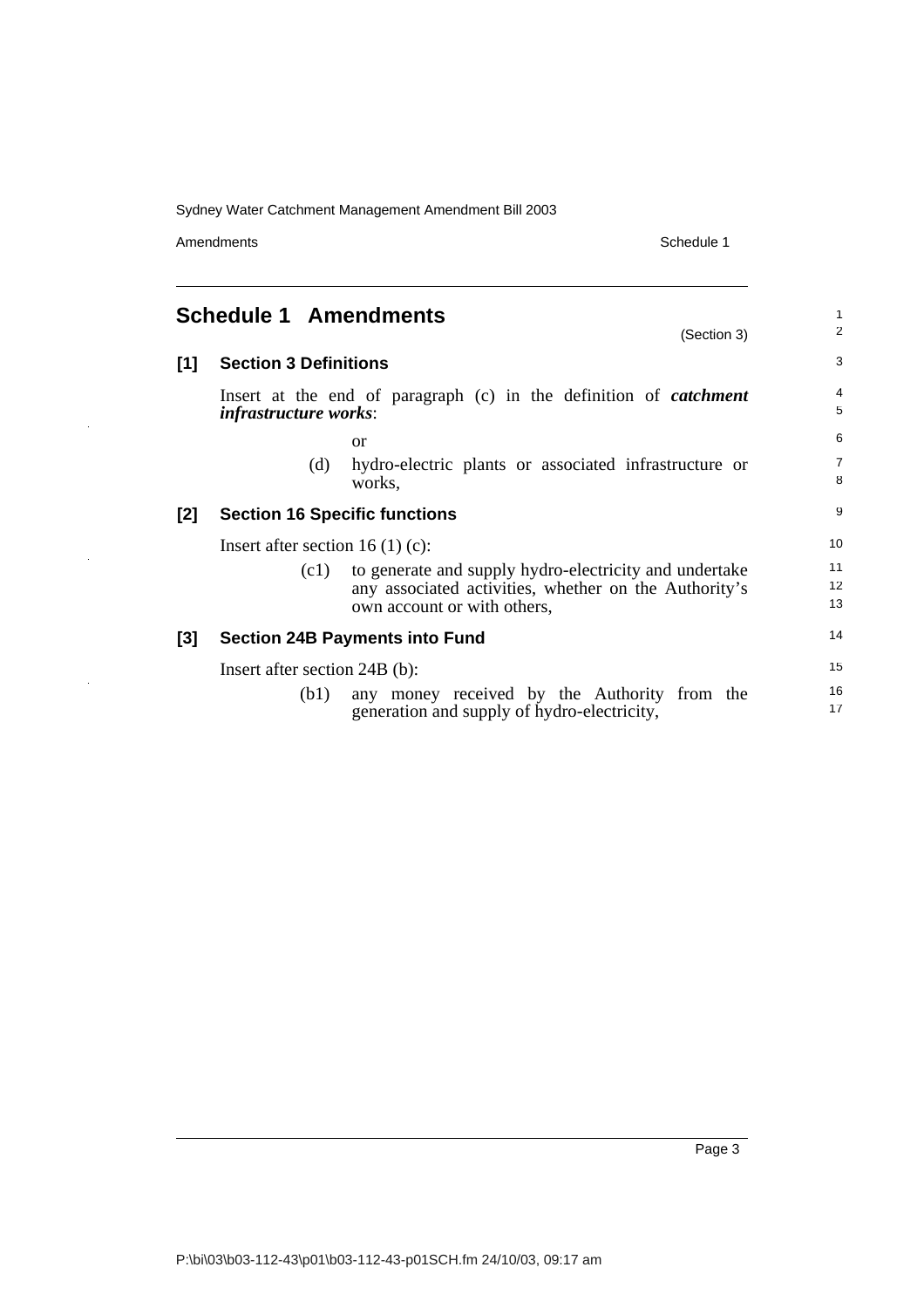# Schedule 1 Amendments

(Section 3)

## [1] Section 3 Definitions

Insert at the end of paragraph (c) in the definition of ***catchment infrastructure works***:

or

(d) hydro-electric plants or associated infrastructure or works,

## [2] Section 16 Specific functions

Insert after section 16 (1) (c):

(c1) to generate and supply hydro-electricity and undertake any associated activities, whether on the Authority's own account or with others,

## [3] Section 24B Payments into Fund

Insert after section 24B (b):

(b1) any money received by the Authority from the generation and supply of hydro-electricity,